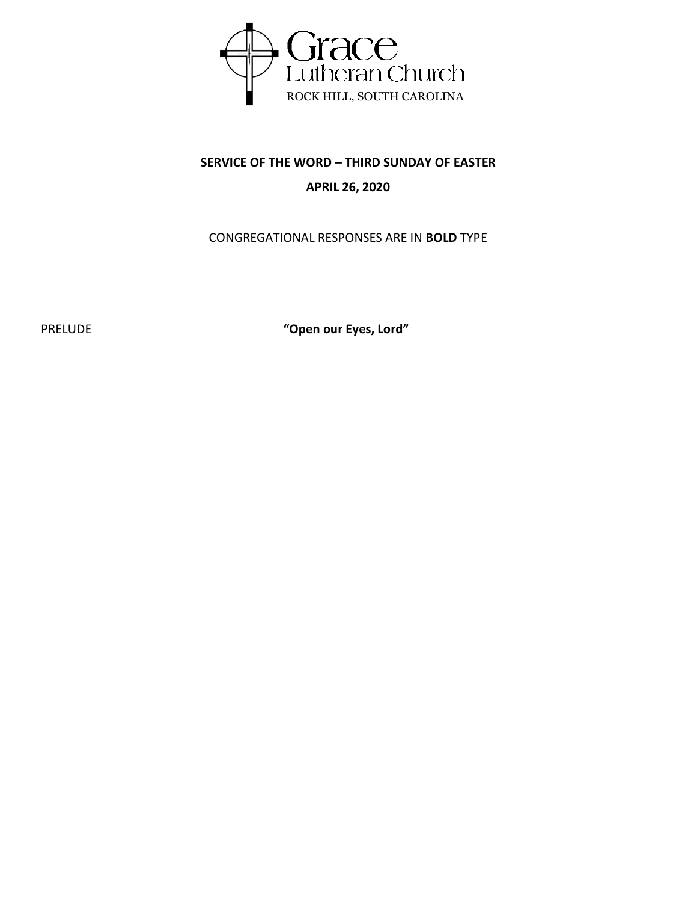Grace
Lutheran Church
ROCK HILL, SOUTH CAROLINA

**SERVICE OF THE WORD – THIRD SUNDAY OF EASTER**

**APRIL 26, 2020**

CONGREGATIONAL RESPONSES ARE IN **BOLD** TYPE

PRELUDE **"Open our Eyes, Lord"**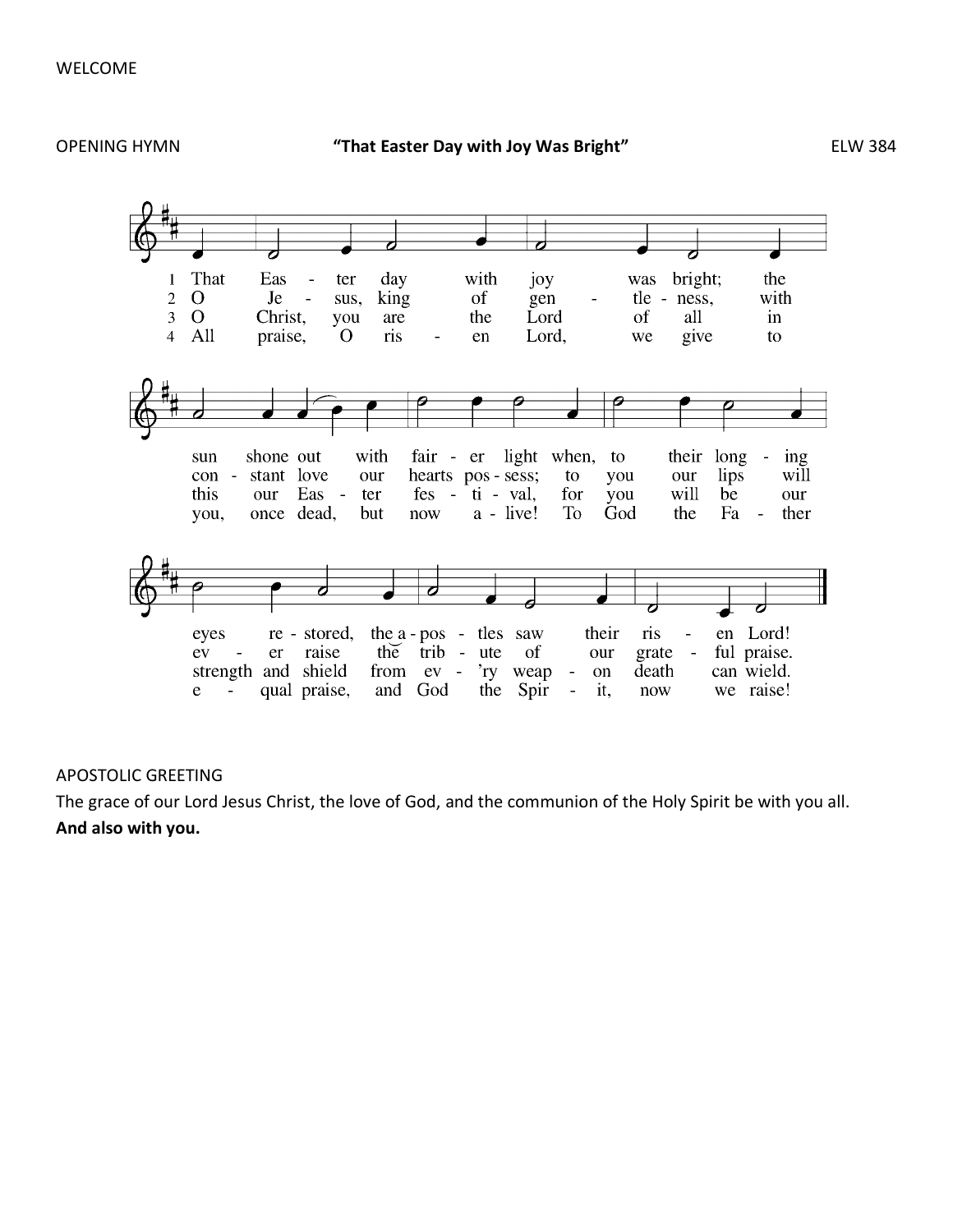WELCOME

OPENING HYMN **"That Easter Day with Joy Was Bright"** ELW 384

1 That Easter day with joy was bright; the sun shone out with fairer light when, to their longing eyes restored, the apostles saw their risen Lord!

2 O Jesus, king of gentleness, with constant love our hearts possess; to you our lips will ever raise the tribute of our grateful praise.

3 O Christ, you are the Lord of all in this our Easter festival, for you will be our strength and shield from ev'ry weapon death can wield.

4 All praise, O risen Lord, we give to you, once dead, but now alive! To God the Father equal praise, and God the Spirit, now we raise!

APOSTOLIC GREETING

The grace of our Lord Jesus Christ, the love of God, and the communion of the Holy Spirit be with you all.

**And also with you.**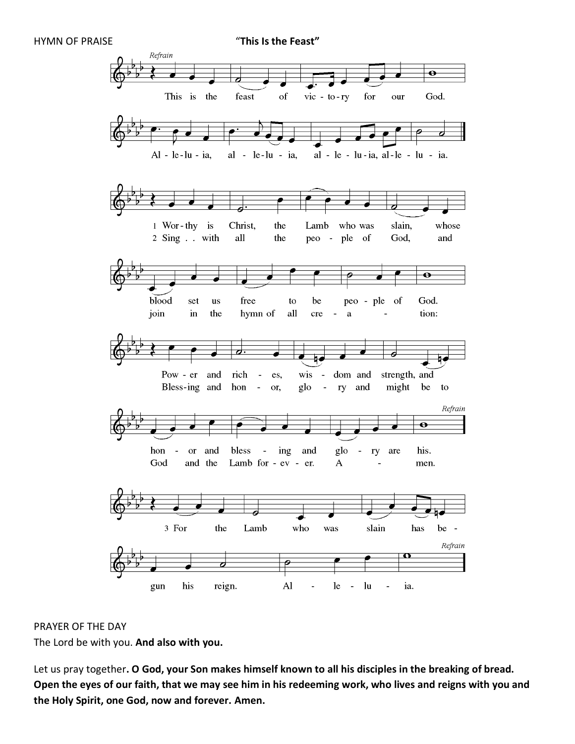HYMN OF PRAISE "**This Is the Feast**"

*Refrain*

This is the feast of victory for our God.
Alleluia, alleluia, alleluia, alleluia.

1 Worthy is Christ, the Lamb who was slain, whose blood set us free to be people of God.
Power and riches, wisdom and strength, and honor and blessing and glory are his. *Refrain*

2 Sing with all the people of God, and join in the hymn of all creation:
Blessing and honor, glory and might be to God and the Lamb forever. Amen. *Refrain*

3 For the Lamb who was slain has begun his reign. Alleluia. *Refrain*

PRAYER OF THE DAY

The Lord be with you. **And also with you.**

Let us pray together**. O God, your Son makes himself known to all his disciples in the breaking of bread. Open the eyes of our faith, that we may see him in his redeeming work, who lives and reigns with you and the Holy Spirit, one God, now and forever. Amen.**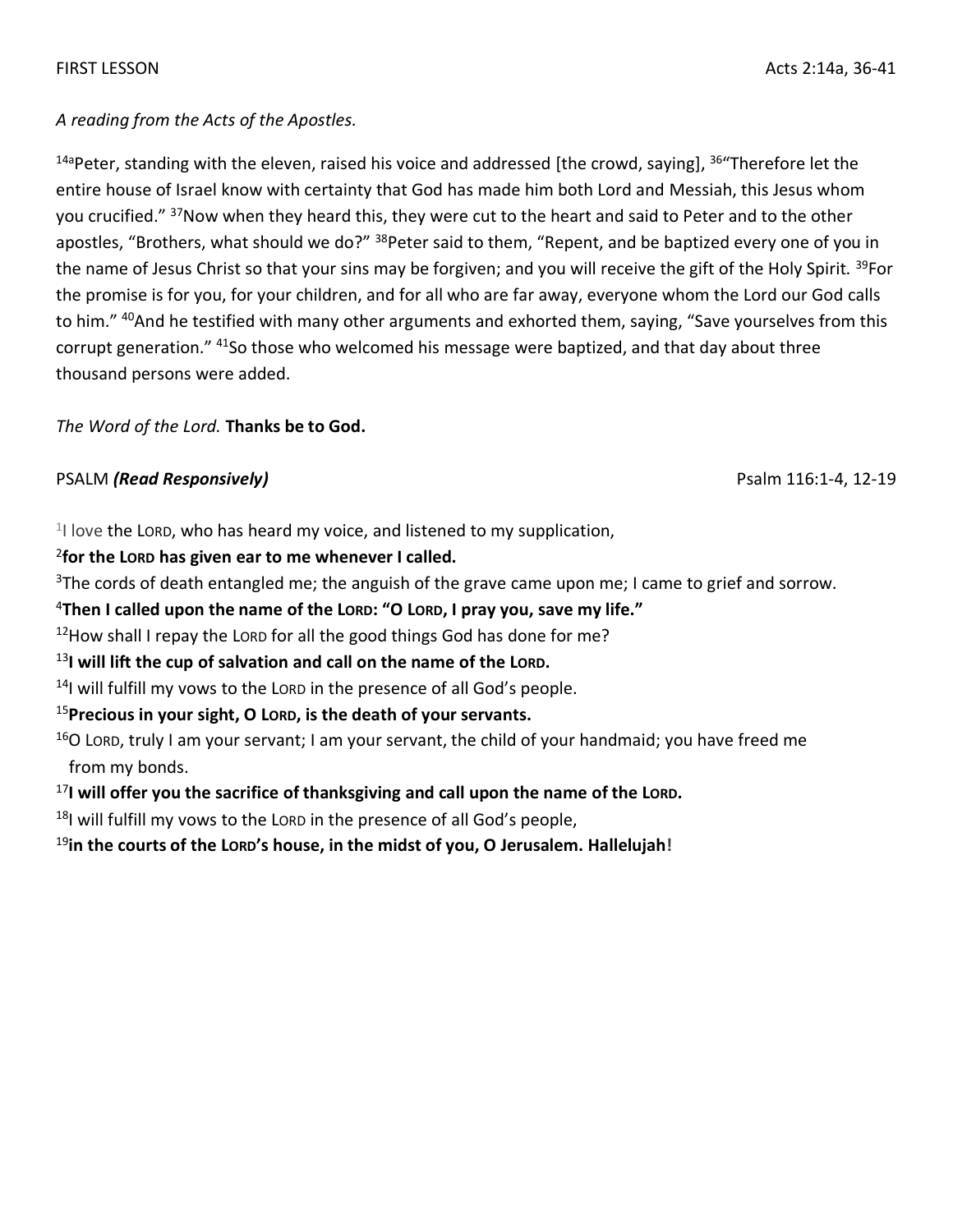FIRST LESSON Acts 2:14a, 36-41

*A reading from the Acts of the Apostles.*

[14a]Peter, standing with the eleven, raised his voice and addressed [the crowd, saying], [36]"Therefore let the entire house of Israel know with certainty that God has made him both Lord and Messiah, this Jesus whom you crucified." [37]Now when they heard this, they were cut to the heart and said to Peter and to the other apostles, "Brothers, what should we do?" [38]Peter said to them, "Repent, and be baptized every one of you in the name of Jesus Christ so that your sins may be forgiven; and you will receive the gift of the Holy Spirit. [39]For the promise is for you, for your children, and for all who are far away, everyone whom the Lord our God calls to him." [40]And he testified with many other arguments and exhorted them, saying, "Save yourselves from this corrupt generation." [41]So those who welcomed his message were baptized, and that day about three thousand persons were added.

*The Word of the Lord.* **Thanks be to God.**

PSALM ***(Read Responsively)*** Psalm 116:1-4, 12-19

[1]I love the LORD, who has heard my voice, and listened to my supplication,

[2]**for the LORD has given ear to me whenever I called.**

[3]The cords of death entangled me; the anguish of the grave came upon me; I came to grief and sorrow.

[4]**Then I called upon the name of the LORD: "O LORD, I pray you, save my life."**

[12]How shall I repay the LORD for all the good things God has done for me?

[13]**I will lift the cup of salvation and call on the name of the LORD.**

[14]I will fulfill my vows to the LORD in the presence of all God's people.

[15]**Precious in your sight, O LORD, is the death of your servants.**

[16]O LORD, truly I am your servant; I am your servant, the child of your handmaid; you have freed me from my bonds.

[17]**I will offer you the sacrifice of thanksgiving and call upon the name of the LORD.**

[18]I will fulfill my vows to the LORD in the presence of all God's people,

[19]**in the courts of the LORD's house, in the midst of you, O Jerusalem. Hallelujah!**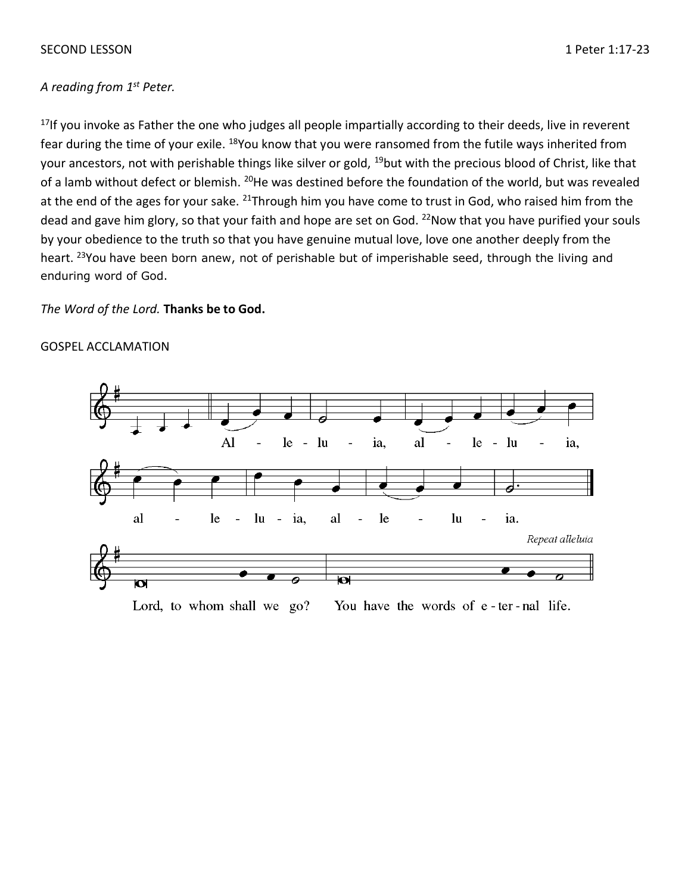SECOND LESSON 1 Peter 1:17-23

*A reading from 1st Peter.*

[17]If you invoke as Father the one who judges all people impartially according to their deeds, live in reverent fear during the time of your exile. [18]You know that you were ransomed from the futile ways inherited from your ancestors, not with perishable things like silver or gold, [19]but with the precious blood of Christ, like that of a lamb without defect or blemish. [20]He was destined before the foundation of the world, but was revealed at the end of the ages for your sake. [21]Through him you have come to trust in God, who raised him from the dead and gave him glory, so that your faith and hope are set on God. [22]Now that you have purified your souls by your obedience to the truth so that you have genuine mutual love, love one another deeply from the heart. [23]You have been born anew, not of perishable but of imperishable seed, through the living and enduring word of God.

*The Word of the Lord.* **Thanks be to God.**

GOSPEL ACCLAMATION

Al - le - lu - ia, al - le - lu - ia,
al - le - lu - ia, al - le - lu - ia.

*Repeat alleluia*

Lord, to whom shall we go? You have the words of e - ter - nal life.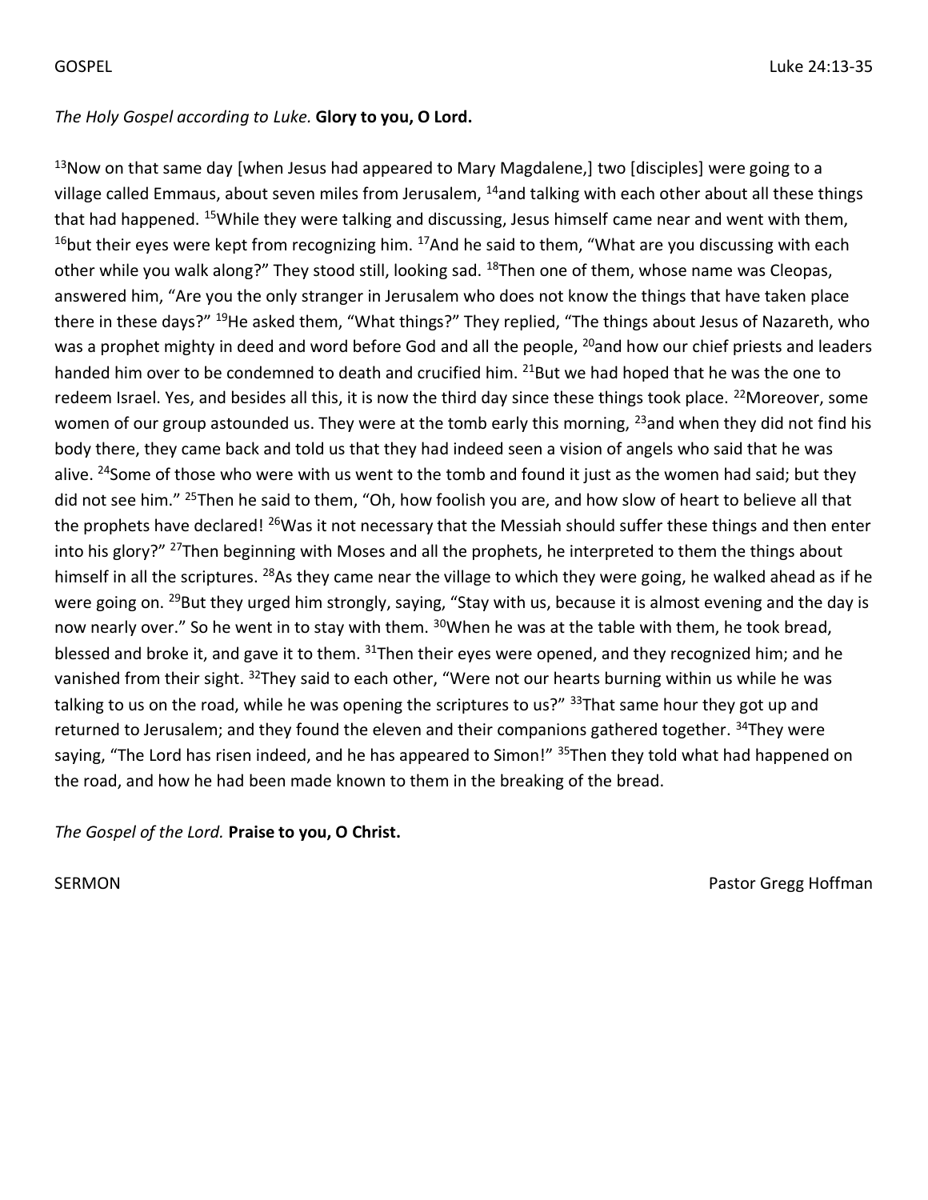GOSPEL Luke 24:13-35

*The Holy Gospel according to Luke.* **Glory to you, O Lord.**

[13]Now on that same day [when Jesus had appeared to Mary Magdalene,] two [disciples] were going to a village called Emmaus, about seven miles from Jerusalem, [14]and talking with each other about all these things that had happened. [15]While they were talking and discussing, Jesus himself came near and went with them, [16]but their eyes were kept from recognizing him. [17]And he said to them, "What are you discussing with each other while you walk along?" They stood still, looking sad. [18]Then one of them, whose name was Cleopas, answered him, "Are you the only stranger in Jerusalem who does not know the things that have taken place there in these days?" [19]He asked them, "What things?" They replied, "The things about Jesus of Nazareth, who was a prophet mighty in deed and word before God and all the people, [20]and how our chief priests and leaders handed him over to be condemned to death and crucified him. [21]But we had hoped that he was the one to redeem Israel. Yes, and besides all this, it is now the third day since these things took place. [22]Moreover, some women of our group astounded us. They were at the tomb early this morning, [23]and when they did not find his body there, they came back and told us that they had indeed seen a vision of angels who said that he was alive. [24]Some of those who were with us went to the tomb and found it just as the women had said; but they did not see him." [25]Then he said to them, "Oh, how foolish you are, and how slow of heart to believe all that the prophets have declared! [26]Was it not necessary that the Messiah should suffer these things and then enter into his glory?" [27]Then beginning with Moses and all the prophets, he interpreted to them the things about himself in all the scriptures. [28]As they came near the village to which they were going, he walked ahead as if he were going on. [29]But they urged him strongly, saying, "Stay with us, because it is almost evening and the day is now nearly over." So he went in to stay with them. [30]When he was at the table with them, he took bread, blessed and broke it, and gave it to them. [31]Then their eyes were opened, and they recognized him; and he vanished from their sight. [32]They said to each other, "Were not our hearts burning within us while he was talking to us on the road, while he was opening the scriptures to us?" [33]That same hour they got up and returned to Jerusalem; and they found the eleven and their companions gathered together. [34]They were saying, "The Lord has risen indeed, and he has appeared to Simon!" [35]Then they told what had happened on the road, and how he had been made known to them in the breaking of the bread.

*The Gospel of the Lord.* **Praise to you, O Christ.**

SERMON Pastor Gregg Hoffman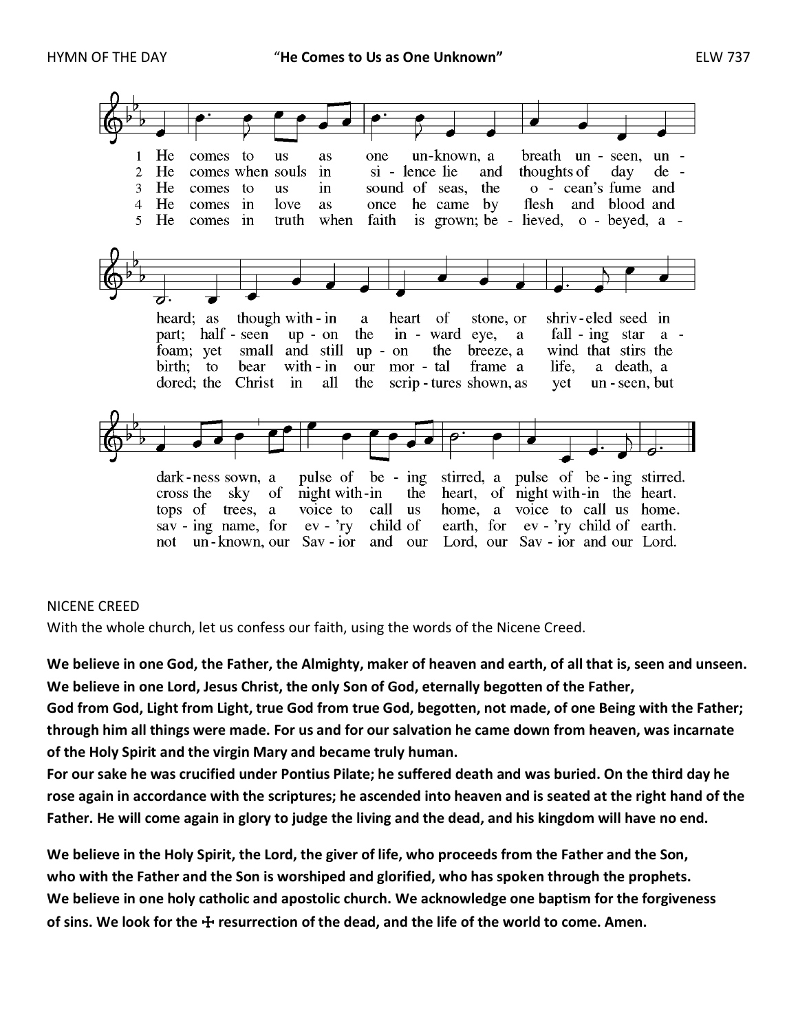HYMN OF THE DAY **"He Comes to Us as One Unknown"** ELW 737

1 He comes to us as one un-known, a breath un-seen, un-heard; as though with-in a heart of stone, or shriv-eled seed in dark-ness sown, a pulse of be-ing stirred, a pulse of be-ing stirred.

2 He comes when souls in si-lence lie and thoughts of day de-part; half-seen up-on the in-ward eye, a fall-ing star a-cross the sky of night with-in the heart, of night with-in the heart.

3 He comes to us in sound of seas, the o-cean's fume and foam; yet small and still up-on the breeze, a wind that stirs the tops of trees, a voice to call us home, a voice to call us home.

4 He comes in love as once he came by flesh and blood and birth; to bear with-in our mor-tal frame a life, a death, a sav-ing name, for ev-'ry child of earth, for ev-'ry child of earth.

5 He comes in truth when faith is grown; be-lieved, o-beyed, a-dored; the Christ in all the scrip-tures shown, as yet un-seen, but not un-known, our Sav-ior and our Lord, our Sav-ior and our Lord.

NICENE CREED

With the whole church, let us confess our faith, using the words of the Nicene Creed.

**We believe in one God, the Father, the Almighty, maker of heaven and earth, of all that is, seen and unseen. We believe in one Lord, Jesus Christ, the only Son of God, eternally begotten of the Father, God from God, Light from Light, true God from true God, begotten, not made, of one Being with the Father; through him all things were made. For us and for our salvation he came down from heaven, was incarnate of the Holy Spirit and the virgin Mary and became truly human. For our sake he was crucified under Pontius Pilate; he suffered death and was buried. On the third day he rose again in accordance with the scriptures; he ascended into heaven and is seated at the right hand of the Father. He will come again in glory to judge the living and the dead, and his kingdom will have no end.**

**We believe in the Holy Spirit, the Lord, the giver of life, who proceeds from the Father and the Son, who with the Father and the Son is worshiped and glorified, who has spoken through the prophets. We believe in one holy catholic and apostolic church. We acknowledge one baptism for the forgiveness of sins. We look for the ☩ resurrection of the dead, and the life of the world to come. Amen.**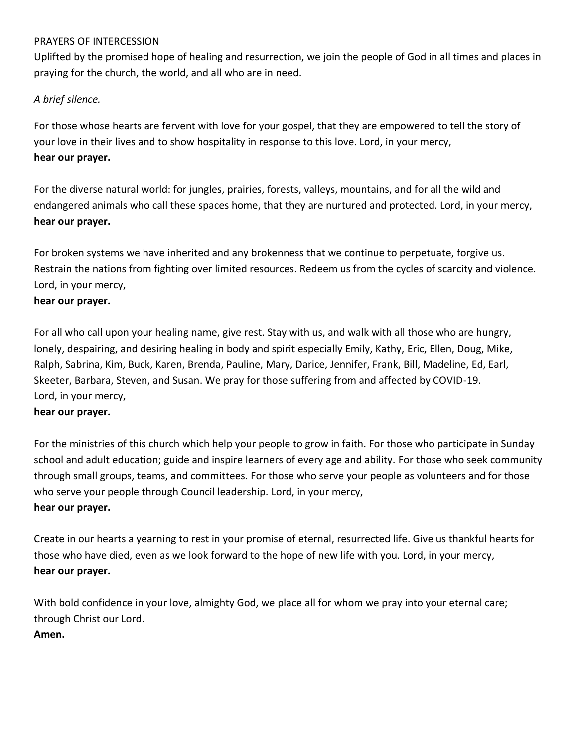PRAYERS OF INTERCESSION

Uplifted by the promised hope of healing and resurrection, we join the people of God in all times and places in praying for the church, the world, and all who are in need.

*A brief silence.*

For those whose hearts are fervent with love for your gospel, that they are empowered to tell the story of your love in their lives and to show hospitality in response to this love. Lord, in your mercy,
**hear our prayer.**

For the diverse natural world: for jungles, prairies, forests, valleys, mountains, and for all the wild and endangered animals who call these spaces home, that they are nurtured and protected. Lord, in your mercy,
**hear our prayer.**

For broken systems we have inherited and any brokenness that we continue to perpetuate, forgive us. Restrain the nations from fighting over limited resources. Redeem us from the cycles of scarcity and violence. Lord, in your mercy,
**hear our prayer.**

For all who call upon your healing name, give rest. Stay with us, and walk with all those who are hungry, lonely, despairing, and desiring healing in body and spirit especially Emily, Kathy, Eric, Ellen, Doug, Mike, Ralph, Sabrina, Kim, Buck, Karen, Brenda, Pauline, Mary, Darice, Jennifer, Frank, Bill, Madeline, Ed, Earl, Skeeter, Barbara, Steven, and Susan. We pray for those suffering from and affected by COVID-19. Lord, in your mercy,
**hear our prayer.**

For the ministries of this church which help your people to grow in faith. For those who participate in Sunday school and adult education; guide and inspire learners of every age and ability. For those who seek community through small groups, teams, and committees. For those who serve your people as volunteers and for those who serve your people through Council leadership. Lord, in your mercy,
**hear our prayer.**

Create in our hearts a yearning to rest in your promise of eternal, resurrected life. Give us thankful hearts for those who have died, even as we look forward to the hope of new life with you. Lord, in your mercy,
**hear our prayer.**

With bold confidence in your love, almighty God, we place all for whom we pray into your eternal care; through Christ our Lord.
**Amen.**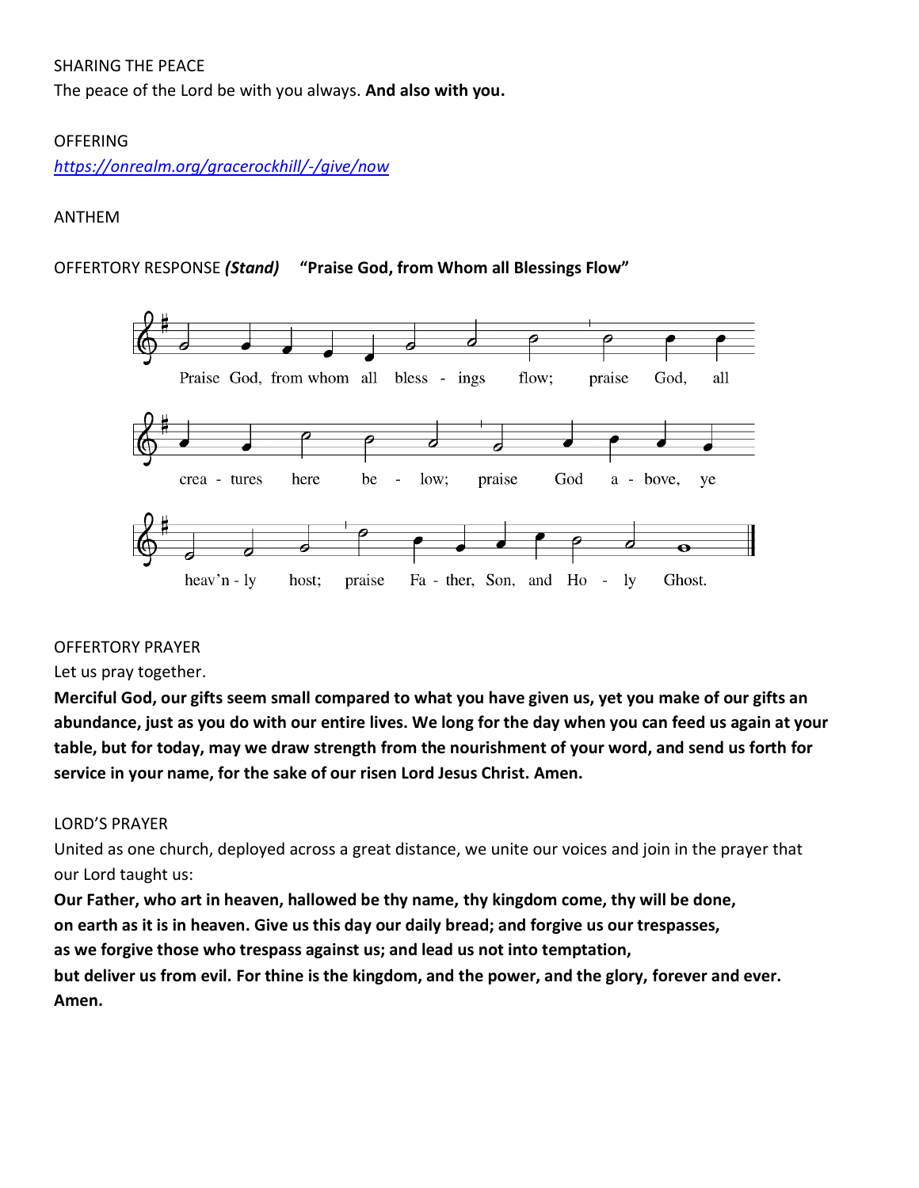SHARING THE PEACE

The peace of the Lord be with you always. **And also with you.**

OFFERING

*[https://onrealm.org/gracerockhill/-/give/now](https://onrealm.org/gracerockhill/-/give/now)*

ANTHEM

OFFERTORY RESPONSE ***(Stand)*** **"Praise God, from Whom all Blessings Flow"**

Praise God, from whom all bless - ings flow; praise God, all crea - tures here be - low; praise God a - bove, ye heav'n - ly host; praise Fa - ther, Son, and Ho - ly Ghost.

OFFERTORY PRAYER

Let us pray together.

**Merciful God, our gifts seem small compared to what you have given us, yet you make of our gifts an abundance, just as you do with our entire lives. We long for the day when you can feed us again at your table, but for today, may we draw strength from the nourishment of your word, and send us forth for service in your name, for the sake of our risen Lord Jesus Christ. Amen.**

LORD'S PRAYER

United as one church, deployed across a great distance, we unite our voices and join in the prayer that our Lord taught us:

**Our Father, who art in heaven, hallowed be thy name, thy kingdom come, thy will be done, on earth as it is in heaven. Give us this day our daily bread; and forgive us our trespasses, as we forgive those who trespass against us; and lead us not into temptation, but deliver us from evil. For thine is the kingdom, and the power, and the glory, forever and ever. Amen.**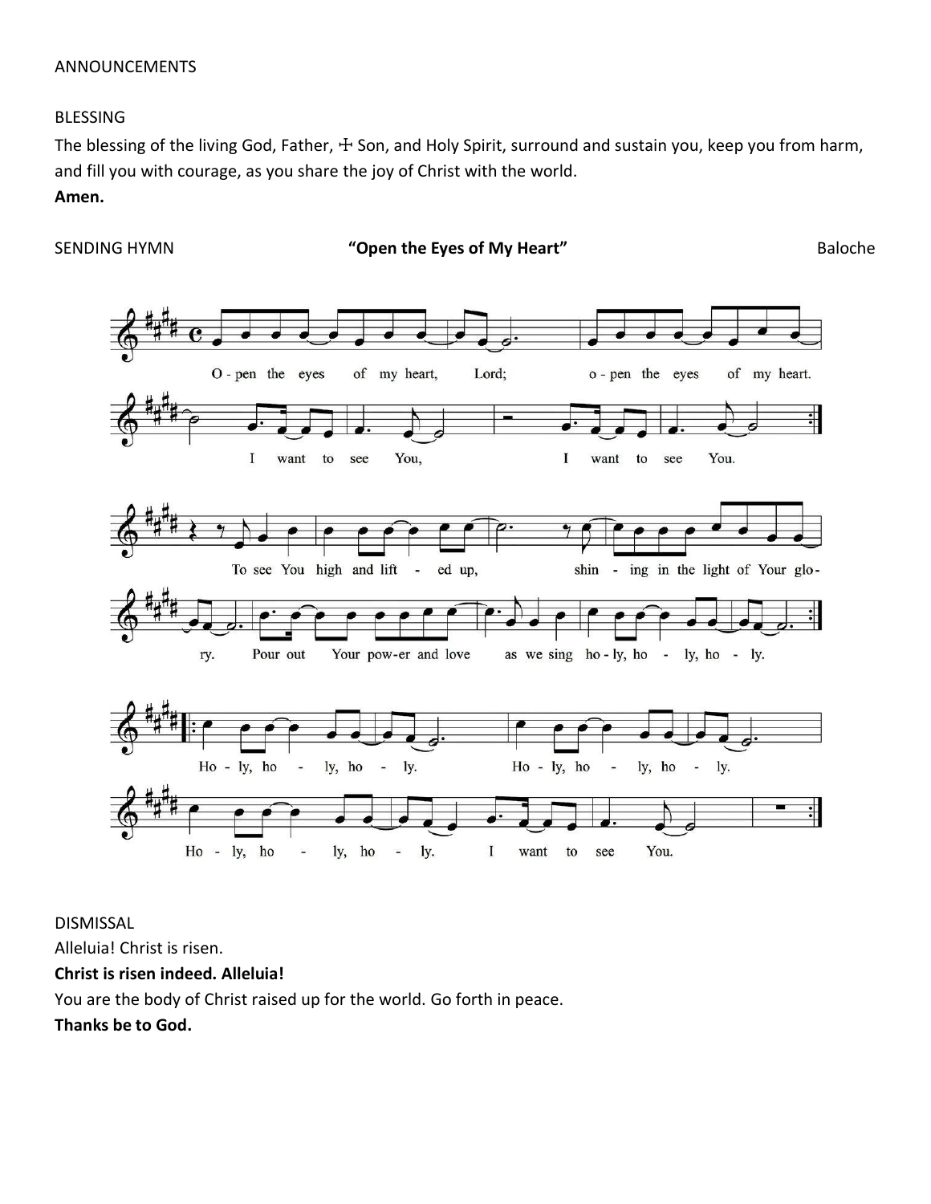ANNOUNCEMENTS

BLESSING

The blessing of the living God, Father, ☩ Son, and Holy Spirit, surround and sustain you, keep you from harm, and fill you with courage, as you share the joy of Christ with the world.

**Amen.**

SENDING HYMN **"Open the Eyes of My Heart"** Baloche

O-pen the eyes of my heart, Lord; o-pen the eyes of my heart. I want to see You, I want to see You.

To see You high and lift-ed up, shin-ing in the light of Your glo-ry. Pour out Your pow-er and love as we sing ho-ly, ho-ly, ho-ly.

Ho-ly, ho-ly, ho-ly. Ho-ly, ho-ly, ho-ly. Ho-ly, ho-ly, ho-ly. I want to see You.

DISMISSAL

Alleluia! Christ is risen.

**Christ is risen indeed. Alleluia!**

You are the body of Christ raised up for the world. Go forth in peace.

**Thanks be to God.**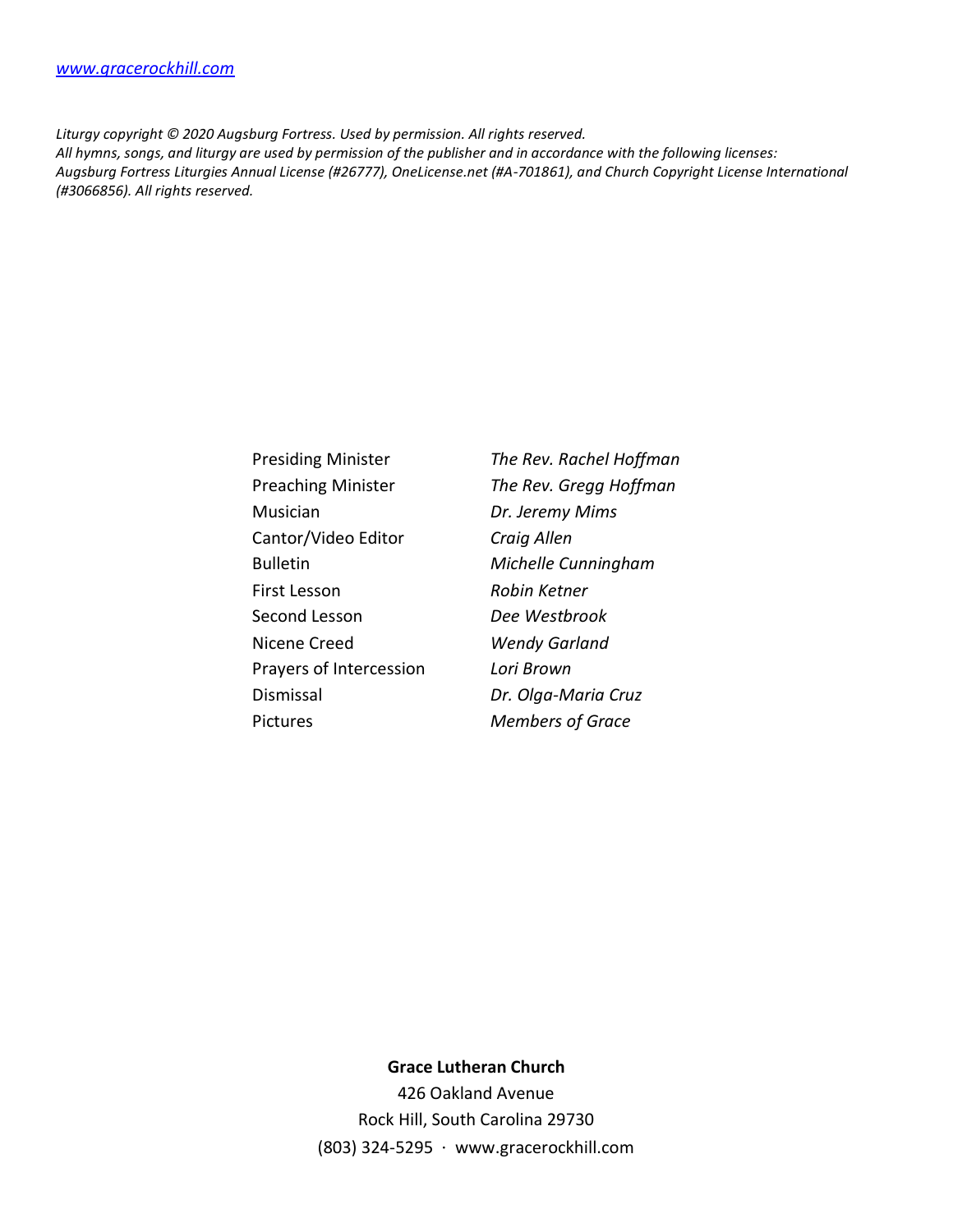[www.gracerockhill.com](http://www.gracerockhill.com)

*Liturgy copyright © 2020 Augsburg Fortress. Used by permission. All rights reserved.*
*All hymns, songs, and liturgy are used by permission of the publisher and in accordance with the following licenses: Augsburg Fortress Liturgies Annual License (#26777), OneLicense.net (#A-701861), and Church Copyright License International (#3066856). All rights reserved.*

| | |
|---|---|
| Presiding Minister | *The Rev. Rachel Hoffman* |
| Preaching Minister | *The Rev. Gregg Hoffman* |
| Musician | *Dr. Jeremy Mims* |
| Cantor/Video Editor | *Craig Allen* |
| Bulletin | *Michelle Cunningham* |
| First Lesson | *Robin Ketner* |
| Second Lesson | *Dee Westbrook* |
| Nicene Creed | *Wendy Garland* |
| Prayers of Intercession | *Lori Brown* |
| Dismissal | *Dr. Olga-Maria Cruz* |
| Pictures | *Members of Grace* |

**Grace Lutheran Church**
426 Oakland Avenue
Rock Hill, South Carolina 29730
(803) 324-5295 · www.gracerockhill.com